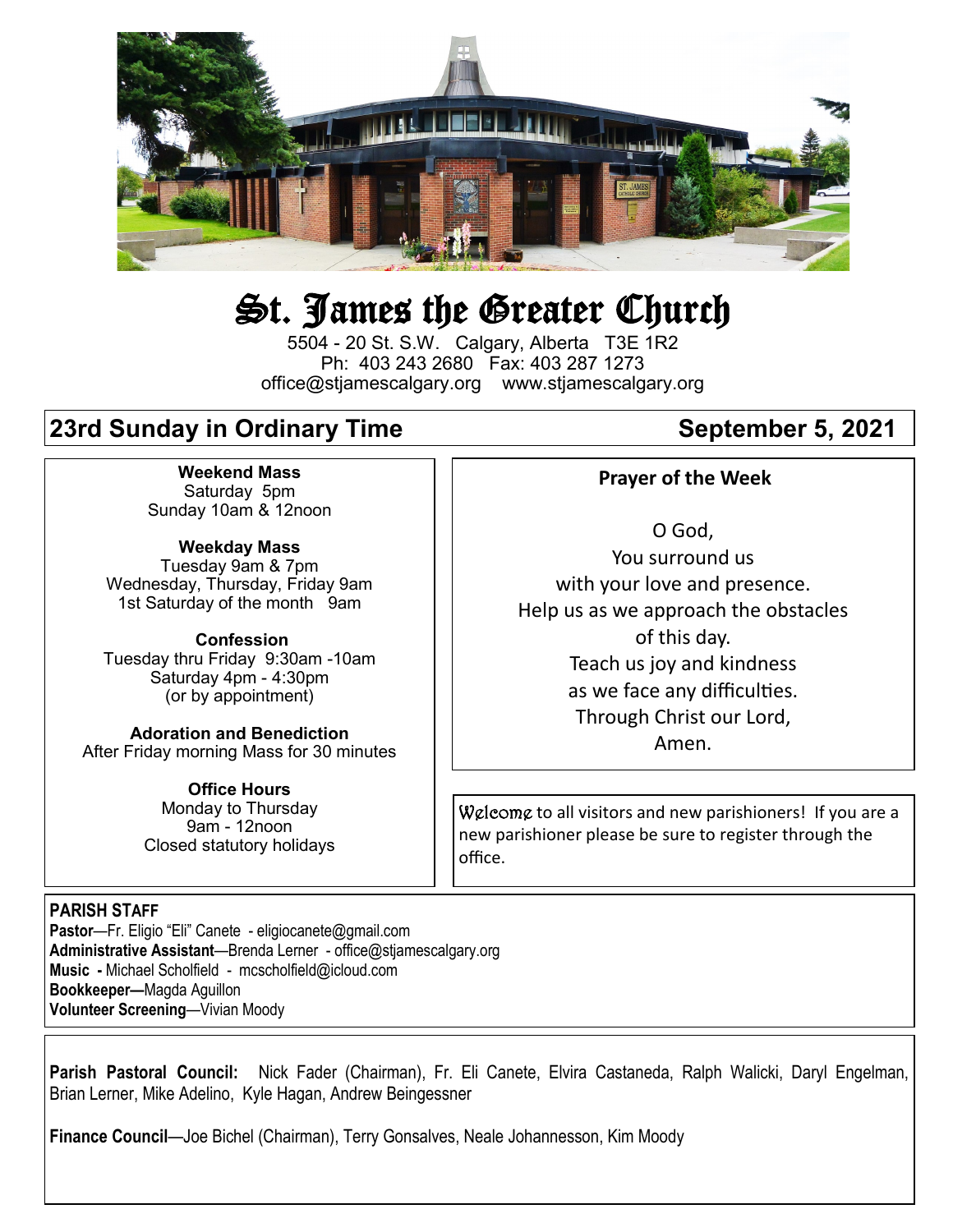# St. James the Greater Church

5504 - 20 St. S.W. Calgary, Alberta T3E 1R2
Ph: 403 243 2680 Fax: 403 287 1273
office@stjamescalgary.org www.stjamescalgary.org

## 23rd Sunday in Ordinary Time — September 5, 2021

**Weekend Mass**
Saturday 5pm
Sunday 10am & 12noon

**Weekday Mass**
Tuesday 9am & 7pm
Wednesday, Thursday, Friday 9am
1st Saturday of the month 9am

**Confession**
Tuesday thru Friday 9:30am -10am
Saturday 4pm - 4:30pm
(or by appointment)

**Adoration and Benediction**
After Friday morning Mass for 30 minutes

**Office Hours**
Monday to Thursday
9am - 12noon
Closed statutory holidays

**Prayer of the Week**

O God,
You surround us
with your love and presence.
Help us as we approach the obstacles
of this day.
Teach us joy and kindness
as we face any difficulties.
Through Christ our Lord,
Amen.

*Welcome* to all visitors and new parishioners! If you are a new parishioner please be sure to register through the office.

**PARISH STAFF**
**Pastor**—Fr. Eligio "Eli" Canete - eligiocanete@gmail.com
**Administrative Assistant**—Brenda Lerner - office@stjamescalgary.org
**Music -** Michael Scholfield - mcscholfield@icloud.com
**Bookkeeper—**Magda Aguillon
**Volunteer Screening**—Vivian Moody

**Parish Pastoral Council:** Nick Fader (Chairman), Fr. Eli Canete, Elvira Castaneda, Ralph Walicki, Daryl Engelman, Brian Lerner, Mike Adelino, Kyle Hagan, Andrew Beingessner

**Finance Council**—Joe Bichel (Chairman), Terry Gonsalves, Neale Johannesson, Kim Moody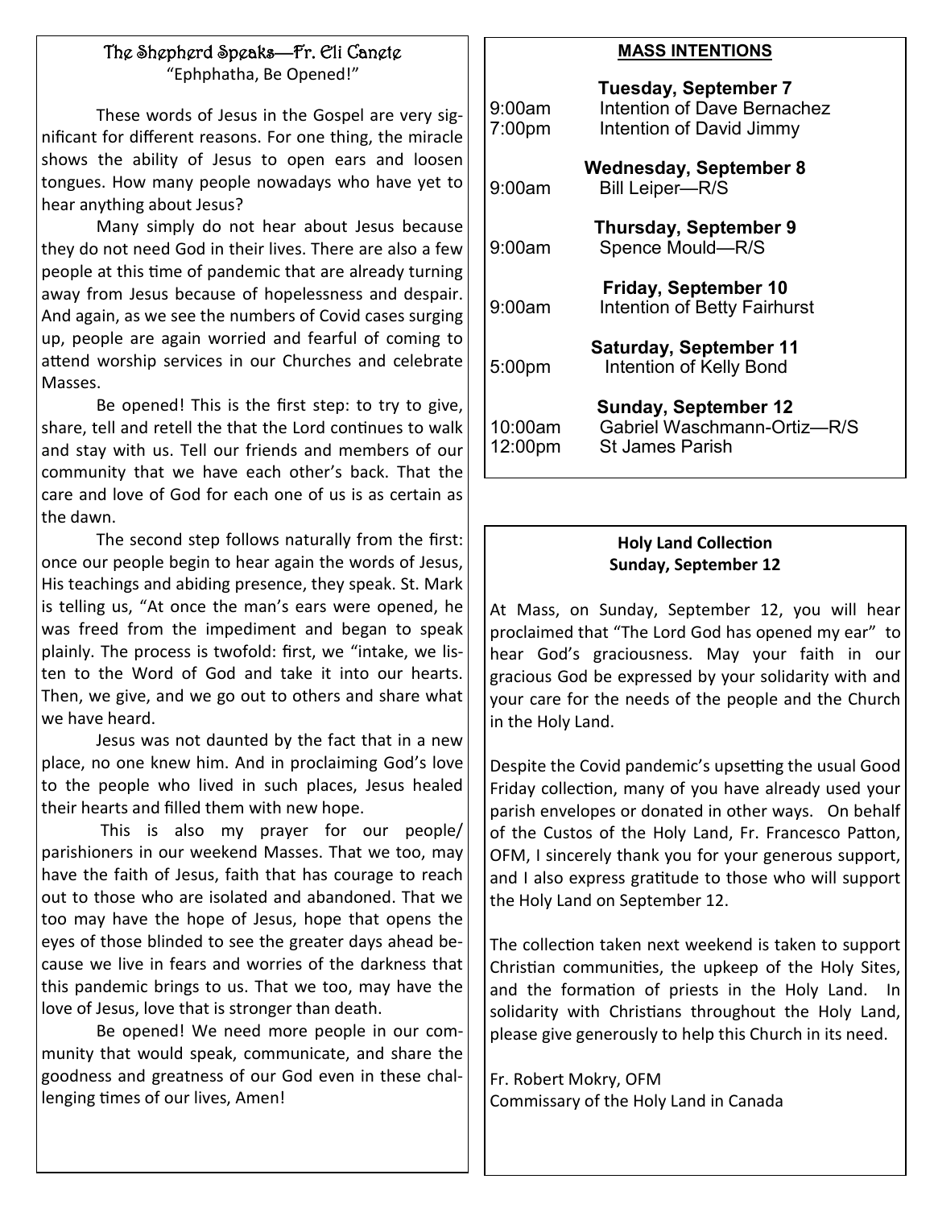## The Shepherd Speaks—Fr. Eli Canete

"Ephphatha, Be Opened!"

These words of Jesus in the Gospel are very significant for different reasons. For one thing, the miracle shows the ability of Jesus to open ears and loosen tongues. How many people nowadays who have yet to hear anything about Jesus?

Many simply do not hear about Jesus because they do not need God in their lives. There are also a few people at this time of pandemic that are already turning away from Jesus because of hopelessness and despair. And again, as we see the numbers of Covid cases surging up, people are again worried and fearful of coming to attend worship services in our Churches and celebrate Masses.

Be opened! This is the first step: to try to give, share, tell and retell the that the Lord continues to walk and stay with us. Tell our friends and members of our community that we have each other's back. That the care and love of God for each one of us is as certain as the dawn.

The second step follows naturally from the first: once our people begin to hear again the words of Jesus, His teachings and abiding presence, they speak. St. Mark is telling us, "At once the man's ears were opened, he was freed from the impediment and began to speak plainly. The process is twofold: first, we "intake, we listen to the Word of God and take it into our hearts. Then, we give, and we go out to others and share what we have heard.

Jesus was not daunted by the fact that in a new place, no one knew him. And in proclaiming God's love to the people who lived in such places, Jesus healed their hearts and filled them with new hope.

This is also my prayer for our people/ parishioners in our weekend Masses. That we too, may have the faith of Jesus, faith that has courage to reach out to those who are isolated and abandoned. That we too may have the hope of Jesus, hope that opens the eyes of those blinded to see the greater days ahead because we live in fears and worries of the darkness that this pandemic brings to us. That we too, may have the love of Jesus, love that is stronger than death.

Be opened! We need more people in our community that would speak, communicate, and share the goodness and greatness of our God even in these challenging times of our lives, Amen!

## MASS INTENTIONS

**Tuesday, September 7**
9:00am Intention of Dave Bernachez
7:00pm Intention of David Jimmy

**Wednesday, September 8**
9:00am Bill Leiper—R/S

**Thursday, September 9**
9:00am Spence Mould—R/S

**Friday, September 10**
9:00am Intention of Betty Fairhurst

**Saturday, September 11**
5:00pm Intention of Kelly Bond

**Sunday, September 12**
10:00am Gabriel Waschmann-Ortiz—R/S
12:00pm St James Parish

## Holy Land Collection
**Sunday, September 12**

At Mass, on Sunday, September 12, you will hear proclaimed that "The Lord God has opened my ear" to hear God's graciousness. May your faith in our gracious God be expressed by your solidarity with and your care for the needs of the people and the Church in the Holy Land.

Despite the Covid pandemic's upsetting the usual Good Friday collection, many of you have already used your parish envelopes or donated in other ways. On behalf of the Custos of the Holy Land, Fr. Francesco Patton, OFM, I sincerely thank you for your generous support, and I also express gratitude to those who will support the Holy Land on September 12.

The collection taken next weekend is taken to support Christian communities, the upkeep of the Holy Sites, and the formation of priests in the Holy Land. In solidarity with Christians throughout the Holy Land, please give generously to help this Church in its need.

Fr. Robert Mokry, OFM
Commissary of the Holy Land in Canada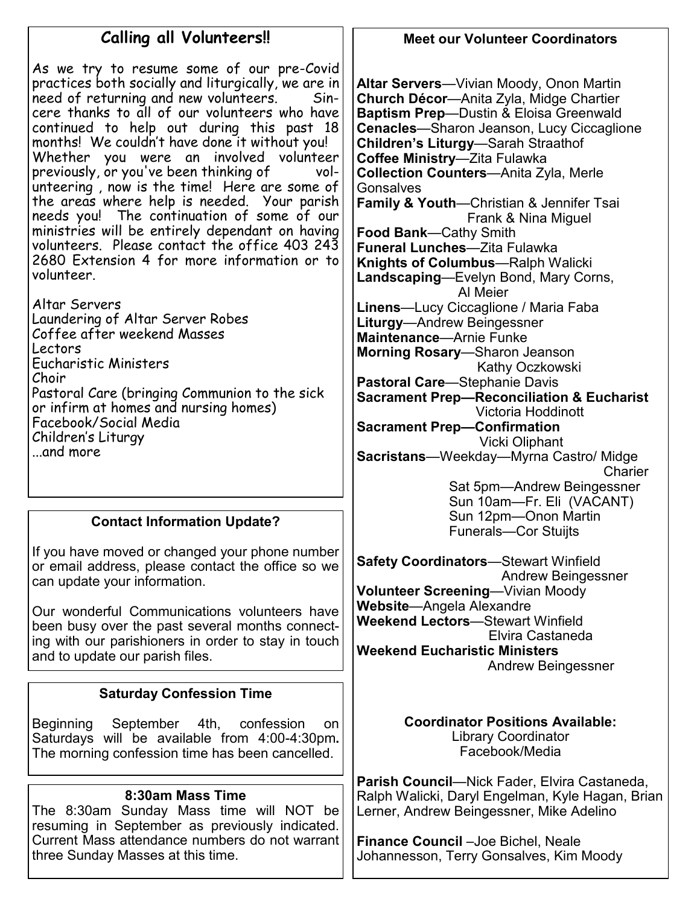## Calling all Volunteers!!

As we try to resume some of our pre-Covid practices both socially and liturgically, we are in need of returning and new volunteers. Sincere thanks to all of our volunteers who have continued to help out during this past 18 months! We couldn't have done it without you! Whether you were an involved volunteer previously, or you've been thinking of volunteering , now is the time! Here are some of the areas where help is needed. Your parish needs you! The continuation of some of our ministries will be entirely dependant on having volunteers. Please contact the office 403 243 2680 Extension 4 for more information or to volunteer.

Altar Servers
Laundering of Altar Server Robes
Coffee after weekend Masses
Lectors
Eucharistic Ministers
Choir
Pastoral Care (bringing Communion to the sick or infirm at homes and nursing homes)
Facebook/Social Media
Children's Liturgy
...and more

## Contact Information Update?

If you have moved or changed your phone number or email address, please contact the office so we can update your information.

Our wonderful Communications volunteers have been busy over the past several months connecting with our parishioners in order to stay in touch and to update our parish files.

## Saturday Confession Time

Beginning September 4th, confession on Saturdays will be available from 4:00-4:30pm. The morning confession time has been cancelled.

## 8:30am Mass Time

The 8:30am Sunday Mass time will NOT be resuming in September as previously indicated. Current Mass attendance numbers do not warrant three Sunday Masses at this time.

## Meet our Volunteer Coordinators

**Altar Servers**—Vivian Moody, Onon Martin
**Church Décor**—Anita Zyla, Midge Chartier
**Baptism Prep**—Dustin & Eloisa Greenwald
**Cenacles**—Sharon Jeanson, Lucy Ciccaglione
**Children's Liturgy**—Sarah Straathof
**Coffee Ministry**—Zita Fulawka
**Collection Counters**—Anita Zyla, Merle Gonsalves
**Family & Youth**—Christian & Jennifer Tsai
Frank & Nina Miguel
**Food Bank**—Cathy Smith
**Funeral Lunches**—Zita Fulawka
**Knights of Columbus**—Ralph Walicki
**Landscaping**—Evelyn Bond, Mary Corns,
Al Meier
**Linens**—Lucy Ciccaglione / Maria Faba
**Liturgy**—Andrew Beingessner
**Maintenance**—Arnie Funke
**Morning Rosary**—Sharon Jeanson
Kathy Oczkowski
**Pastoral Care**—Stephanie Davis
**Sacrament Prep—Reconciliation & Eucharist**
Victoria Hoddinott
**Sacrament Prep—Confirmation**
Vicki Oliphant
**Sacristans**—Weekday—Myrna Castro/ Midge Charier
Sat 5pm—Andrew Beingessner
Sun 10am—Fr. Eli (VACANT)
Sun 12pm—Onon Martin
Funerals—Cor Stuijts

**Safety Coordinators**—Stewart Winfield
Andrew Beingessner
**Volunteer Screening**—Vivian Moody
**Website**—Angela Alexandre
**Weekend Lectors**—Stewart Winfield
Elvira Castaneda
**Weekend Eucharistic Ministers**
Andrew Beingessner

**Coordinator Positions Available:**
Library Coordinator
Facebook/Media

**Parish Council**—Nick Fader, Elvira Castaneda, Ralph Walicki, Daryl Engelman, Kyle Hagan, Brian Lerner, Andrew Beingessner, Mike Adelino

**Finance Council** –Joe Bichel, Neale Johannesson, Terry Gonsalves, Kim Moody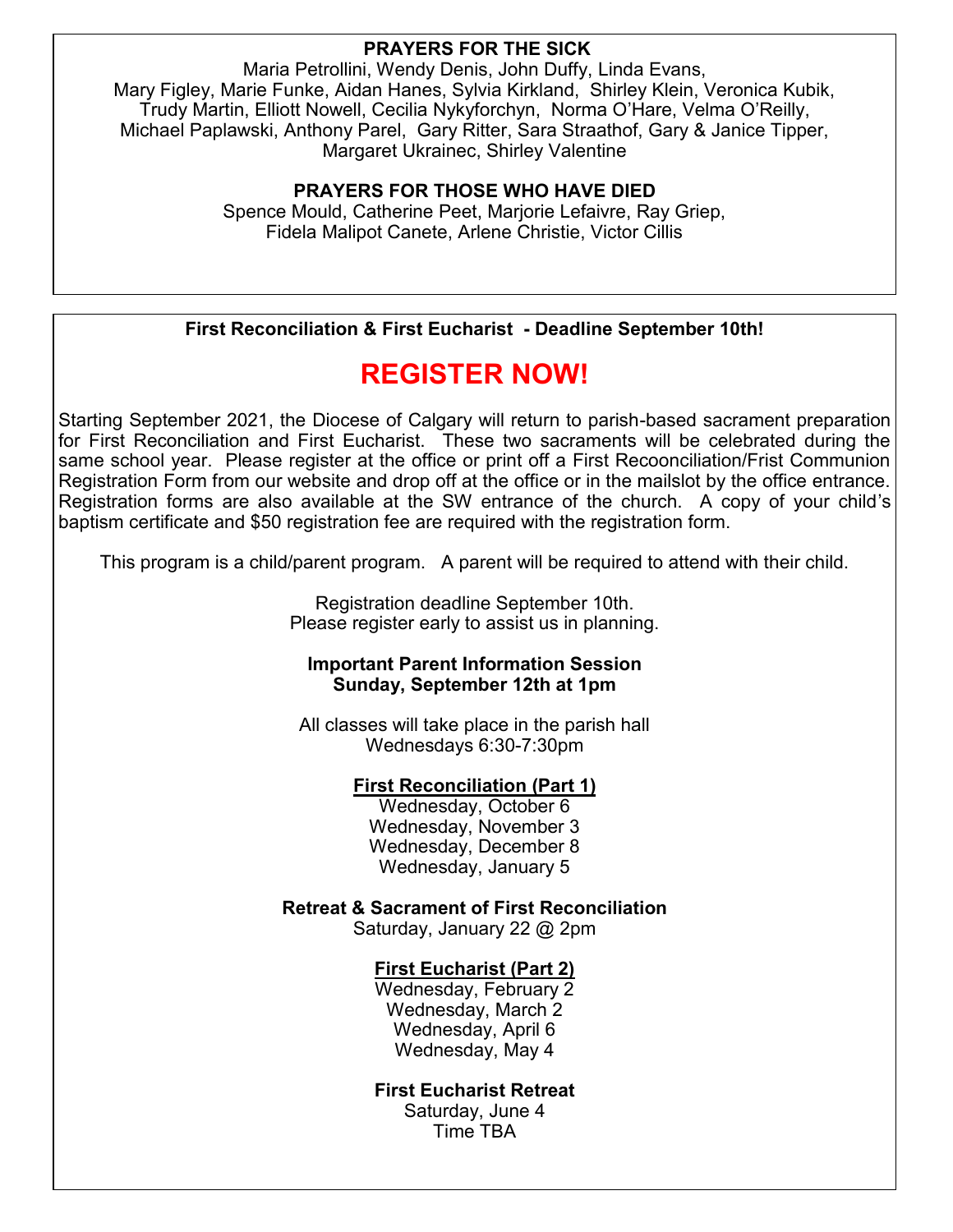## PRAYERS FOR THE SICK

Maria Petrollini, Wendy Denis, John Duffy, Linda Evans, Mary Figley, Marie Funke, Aidan Hanes, Sylvia Kirkland, Shirley Klein, Veronica Kubik, Trudy Martin, Elliott Nowell, Cecilia Nykyforchyn, Norma O'Hare, Velma O'Reilly, Michael Paplawski, Anthony Parel, Gary Ritter, Sara Straathof, Gary & Janice Tipper, Margaret Ukrainec, Shirley Valentine

## PRAYERS FOR THOSE WHO HAVE DIED

Spence Mould, Catherine Peet, Marjorie Lefaivre, Ray Griep, Fidela Malipot Canete, Arlene Christie, Victor Cillis

---

**First Reconciliation & First Eucharist - Deadline September 10th!**

# REGISTER NOW!

Starting September 2021, the Diocese of Calgary will return to parish-based sacrament preparation for First Reconciliation and First Eucharist. These two sacraments will be celebrated during the same school year. Please register at the office or print off a First Recooncilliation/Frist Communion Registration Form from our website and drop off at the office or in the mailslot by the office entrance. Registration forms are also available at the SW entrance of the church. A copy of your child's baptism certificate and $50 registration fee are required with the registration form.

This program is a child/parent program. A parent will be required to attend with their child.

Registration deadline September 10th.
Please register early to assist us in planning.

**Important Parent Information Session**
**Sunday, September 12th at 1pm**

All classes will take place in the parish hall
Wednesdays 6:30-7:30pm

**First Reconciliation (Part 1)**

Wednesday, October 6
Wednesday, November 3
Wednesday, December 8
Wednesday, January 5

**Retreat & Sacrament of First Reconciliation**
Saturday, January 22 @ 2pm

**First Eucharist (Part 2)**

Wednesday, February 2
Wednesday, March 2
Wednesday, April 6
Wednesday, May 4

**First Eucharist Retreat**
Saturday, June 4
Time TBA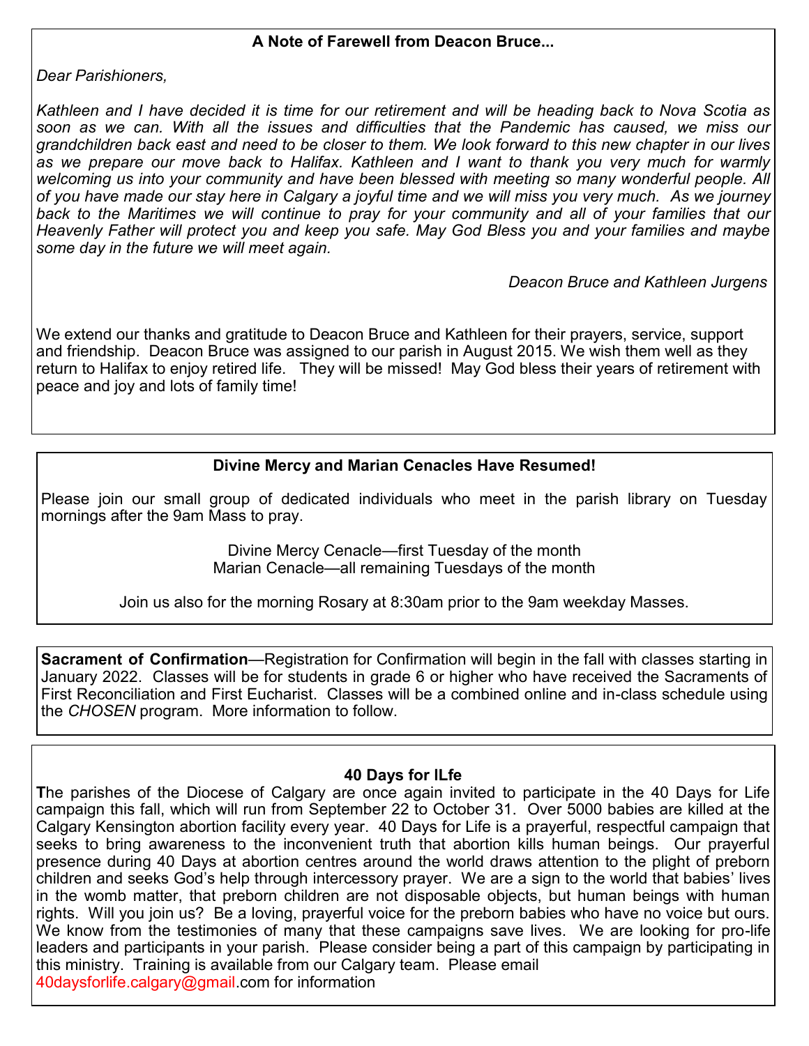## A Note of Farewell from Deacon Bruce...

*Dear Parishioners,*

*Kathleen and I have decided it is time for our retirement and will be heading back to Nova Scotia as soon as we can. With all the issues and difficulties that the Pandemic has caused, we miss our grandchildren back east and need to be closer to them. We look forward to this new chapter in our lives as we prepare our move back to Halifax. Kathleen and I want to thank you very much for warmly welcoming us into your community and have been blessed with meeting so many wonderful people. All of you have made our stay here in Calgary a joyful time and we will miss you very much. As we journey back to the Maritimes we will continue to pray for your community and all of your families that our Heavenly Father will protect you and keep you safe. May God Bless you and your families and maybe some day in the future we will meet again.*

*Deacon Bruce and Kathleen Jurgens*

We extend our thanks and gratitude to Deacon Bruce and Kathleen for their prayers, service, support and friendship. Deacon Bruce was assigned to our parish in August 2015. We wish them well as they return to Halifax to enjoy retired life. They will be missed! May God bless their years of retirement with peace and joy and lots of family time!

## Divine Mercy and Marian Cenacles Have Resumed!

Please join our small group of dedicated individuals who meet in the parish library on Tuesday mornings after the 9am Mass to pray.

Divine Mercy Cenacle—first Tuesday of the month
Marian Cenacle—all remaining Tuesdays of the month

Join us also for the morning Rosary at 8:30am prior to the 9am weekday Masses.

**Sacrament of Confirmation**—Registration for Confirmation will begin in the fall with classes starting in January 2022. Classes will be for students in grade 6 or higher who have received the Sacraments of First Reconciliation and First Eucharist. Classes will be a combined online and in-class schedule using the *CHOSEN* program. More information to follow.

## 40 Days for lLfe

**T**he parishes of the Diocese of Calgary are once again invited to participate in the 40 Days for Life campaign this fall, which will run from September 22 to October 31. Over 5000 babies are killed at the Calgary Kensington abortion facility every year. 40 Days for Life is a prayerful, respectful campaign that seeks to bring awareness to the inconvenient truth that abortion kills human beings. Our prayerful presence during 40 Days at abortion centres around the world draws attention to the plight of preborn children and seeks God's help through intercessory prayer. We are a sign to the world that babies' lives in the womb matter, that preborn children are not disposable objects, but human beings with human rights. Will you join us? Be a loving, prayerful voice for the preborn babies who have no voice but ours. We know from the testimonies of many that these campaigns save lives. We are looking for pro-life leaders and participants in your parish. Please consider being a part of this campaign by participating in this ministry. Training is available from our Calgary team. Please email 40daysforlife.calgary@gmail.com for information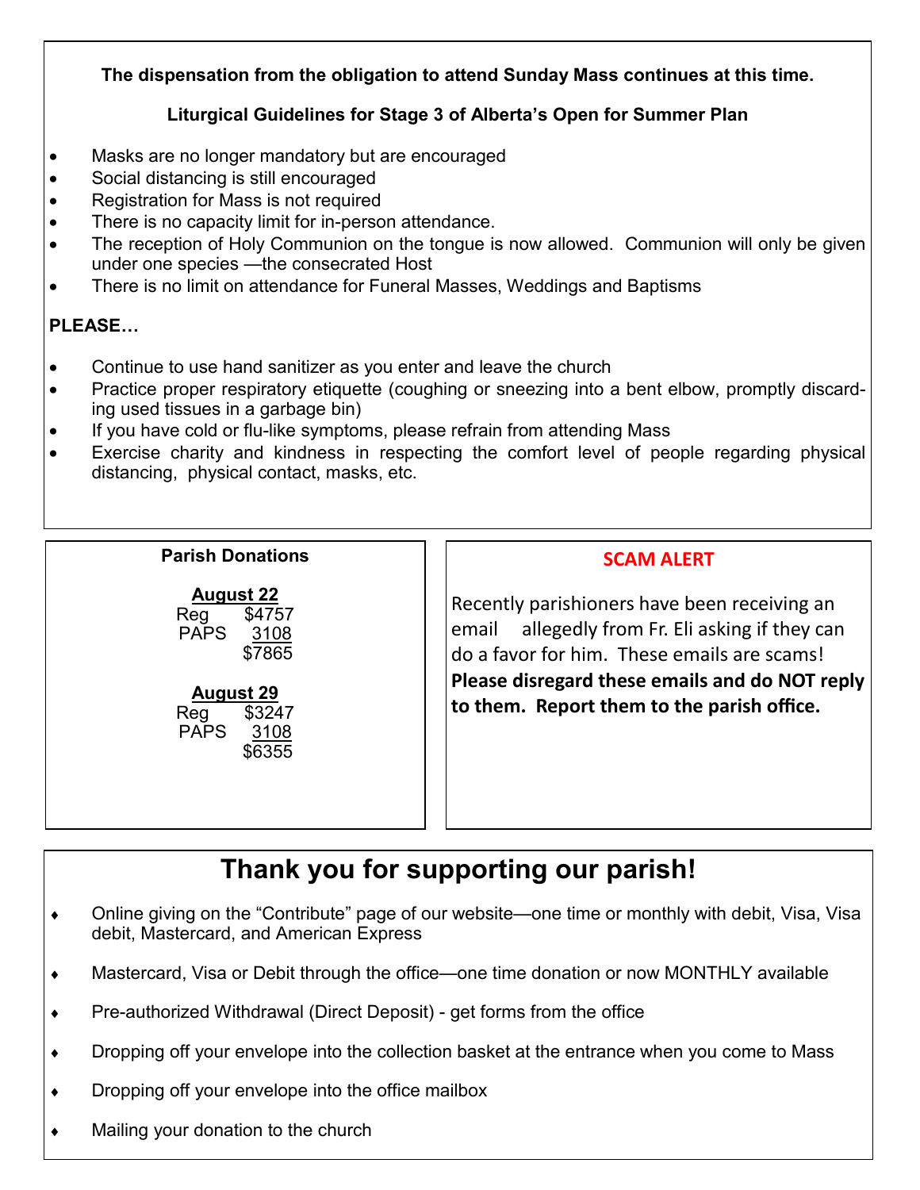**The dispensation from the obligation to attend Sunday Mass continues at this time.**

**Liturgical Guidelines for Stage 3 of Alberta's Open for Summer Plan**

- Masks are no longer mandatory but are encouraged
- Social distancing is still encouraged
- Registration for Mass is not required
- There is no capacity limit for in-person attendance.
- The reception of Holy Communion on the tongue is now allowed. Communion will only be given under one species —the consecrated Host
- There is no limit on attendance for Funeral Masses, Weddings and Baptisms

**PLEASE…**

- Continue to use hand sanitizer as you enter and leave the church
- Practice proper respiratory etiquette (coughing or sneezing into a bent elbow, promptly discarding used tissues in a garbage bin)
- If you have cold or flu-like symptoms, please refrain from attending Mass
- Exercise charity and kindness in respecting the comfort level of people regarding physical distancing, physical contact, masks, etc.

**Parish Donations**

**August 22**

| | |
|---|---|
| Reg | $4757 |
| PAPS | 3108 |
| | $7865 |

**August 29**

| | |
|---|---|
| Reg | $3247 |
| PAPS | 3108 |
| | $6355 |

**SCAM ALERT**

Recently parishioners have been receiving an email allegedly from Fr. Eli asking if they can do a favor for him. These emails are scams! **Please disregard these emails and do NOT reply to them. Report them to the parish office.**

# Thank you for supporting our parish!

- Online giving on the "Contribute" page of our website—one time or monthly with debit, Visa, Visa debit, Mastercard, and American Express
- Mastercard, Visa or Debit through the office—one time donation or now MONTHLY available
- Pre-authorized Withdrawal (Direct Deposit) - get forms from the office
- Dropping off your envelope into the collection basket at the entrance when you come to Mass
- Dropping off your envelope into the office mailbox
- Mailing your donation to the church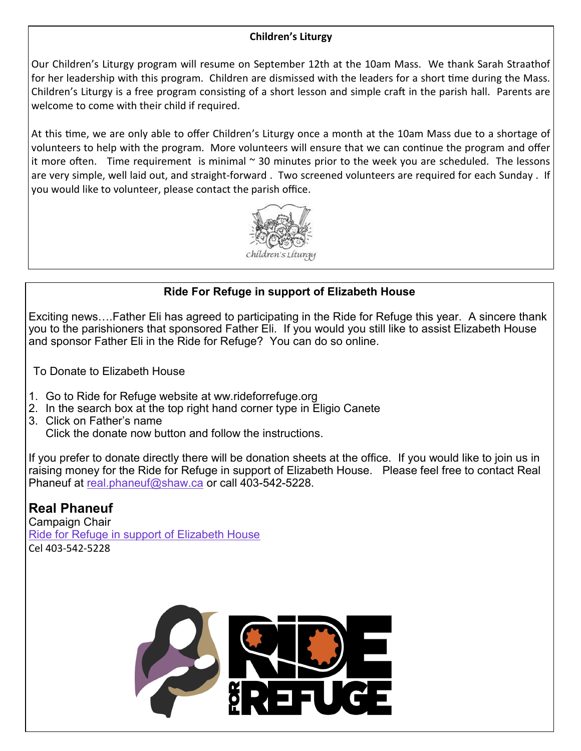## Children's Liturgy

Our Children's Liturgy program will resume on September 12th at the 10am Mass. We thank Sarah Straathof for her leadership with this program. Children are dismissed with the leaders for a short time during the Mass. Children's Liturgy is a free program consisting of a short lesson and simple craft in the parish hall. Parents are welcome to come with their child if required.

At this time, we are only able to offer Children's Liturgy once a month at the 10am Mass due to a shortage of volunteers to help with the program. More volunteers will ensure that we can continue the program and offer it more often. Time requirement is minimal ~ 30 minutes prior to the week you are scheduled. The lessons are very simple, well laid out, and straight-forward . Two screened volunteers are required for each Sunday . If you would like to volunteer, please contact the parish office.

children's Liturgy

## Ride For Refuge in support of Elizabeth House

Exciting news….Father Eli has agreed to participating in the Ride for Refuge this year. A sincere thank you to the parishioners that sponsored Father Eli. If you would you still like to assist Elizabeth House and sponsor Father Eli in the Ride for Refuge? You can do so online.

To Donate to Elizabeth House

1. Go to Ride for Refuge website at ww.rideforrefuge.org
2. In the search box at the top right hand corner type in Eligio Canete
3. Click on Father's name
   Click the donate now button and follow the instructions.

If you prefer to donate directly there will be donation sheets at the office. If you would like to join us in raising money for the Ride for Refuge in support of Elizabeth House. Please feel free to contact Real Phaneuf at real.phaneuf@shaw.ca or call 403-542-5228.

**Real Phaneuf**
Campaign Chair
Ride for Refuge in support of Elizabeth House
Cel 403-542-5228

RIDE FOR REFUGE